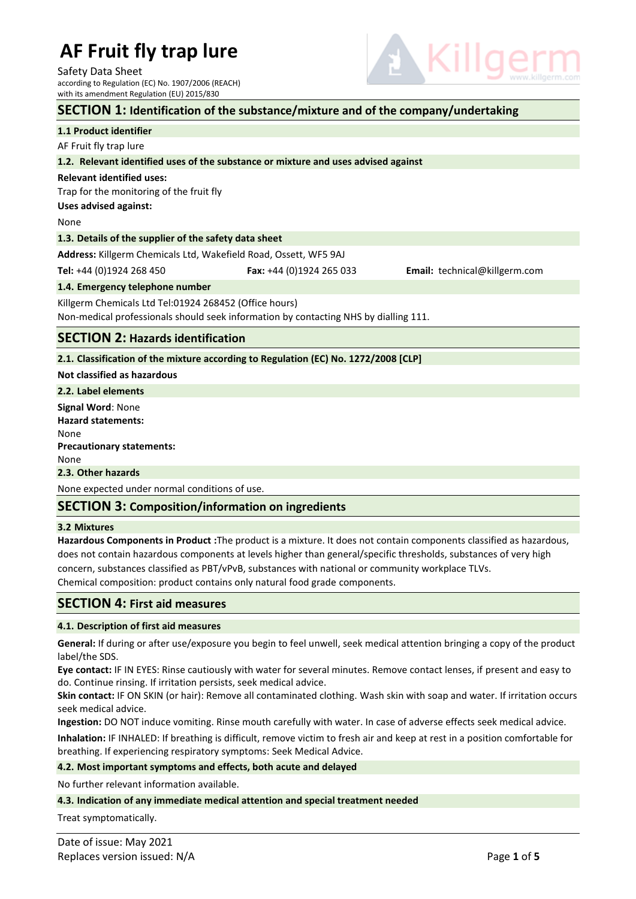# AF Fruit fly trap lure

Safety Data Sheet
according to Regulation (EC) No. 1907/2006 (REACH)
with its amendment Regulation (EU) 2015/830

## SECTION 1: Identification of the substance/mixture and of the company/undertaking

### 1.1 Product identifier

AF Fruit fly trap lure

### 1.2. Relevant identified uses of the substance or mixture and uses advised against

**Relevant identified uses:**

Trap for the monitoring of the fruit fly

**Uses advised against:**

None

### 1.3. Details of the supplier of the safety data sheet

**Address:** Killgerm Chemicals Ltd, Wakefield Road, Ossett, WF5 9AJ

**Tel:** +44 (0)1924 268 450 **Fax:** +44 (0)1924 265 033 **Email:** technical@killgerm.com

### 1.4. Emergency telephone number

Killgerm Chemicals Ltd Tel:01924 268452 (Office hours)
Non-medical professionals should seek information by contacting NHS by dialling 111.

## SECTION 2: Hazards identification

### 2.1. Classification of the mixture according to Regulation (EC) No. 1272/2008 [CLP]

**Not classified as hazardous**

### 2.2. Label elements

**Signal Word**: None
**Hazard statements:**
None
**Precautionary statements:**
None

### 2.3. Other hazards

None expected under normal conditions of use.

## SECTION 3: Composition/information on ingredients

### 3.2 Mixtures

**Hazardous Components in Product :**The product is a mixture. It does not contain components classified as hazardous, does not contain hazardous components at levels higher than general/specific thresholds, substances of very high concern, substances classified as PBT/vPvB, substances with national or community workplace TLVs.
Chemical composition: product contains only natural food grade components.

## SECTION 4: First aid measures

### 4.1. Description of first aid measures

**General:** If during or after use/exposure you begin to feel unwell, seek medical attention bringing a copy of the product label/the SDS.
**Eye contact:** IF IN EYES: Rinse cautiously with water for several minutes. Remove contact lenses, if present and easy to do. Continue rinsing. If irritation persists, seek medical advice.
**Skin contact:** IF ON SKIN (or hair): Remove all contaminated clothing. Wash skin with soap and water. If irritation occurs seek medical advice.
**Ingestion:** DO NOT induce vomiting. Rinse mouth carefully with water. In case of adverse effects seek medical advice.
**Inhalation:** IF INHALED: If breathing is difficult, remove victim to fresh air and keep at rest in a position comfortable for breathing. If experiencing respiratory symptoms: Seek Medical Advice.

### 4.2. Most important symptoms and effects, both acute and delayed

No further relevant information available.

### 4.3. Indication of any immediate medical attention and special treatment needed

Treat symptomatically.

Date of issue: May 2021
Replaces version issued: N/A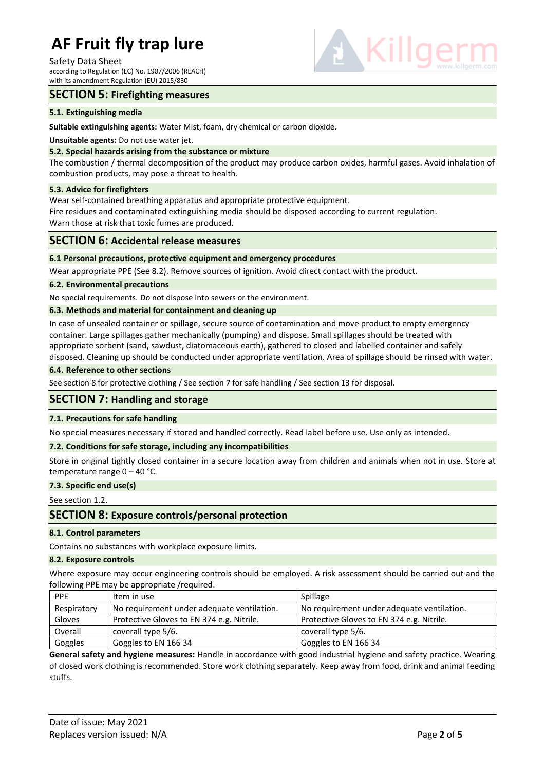## SECTION 5: Firefighting measures

### 5.1. Extinguishing media

**Suitable extinguishing agents:** Water Mist, foam, dry chemical or carbon dioxide.

**Unsuitable agents:** Do not use water jet.

### 5.2. Special hazards arising from the substance or mixture

The combustion / thermal decomposition of the product may produce carbon oxides, harmful gases. Avoid inhalation of combustion products, may pose a threat to health.

### 5.3. Advice for firefighters

Wear self-contained breathing apparatus and appropriate protective equipment.
Fire residues and contaminated extinguishing media should be disposed according to current regulation.
Warn those at risk that toxic fumes are produced.

## SECTION 6: Accidental release measures

### 6.1 Personal precautions, protective equipment and emergency procedures

Wear appropriate PPE (See 8.2). Remove sources of ignition. Avoid direct contact with the product.

### 6.2. Environmental precautions

No special requirements. Do not dispose into sewers or the environment.

### 6.3. Methods and material for containment and cleaning up

In case of unsealed container or spillage, secure source of contamination and move product to empty emergency container. Large spillages gather mechanically (pumping) and dispose. Small spillages should be treated with appropriate sorbent (sand, sawdust, diatomaceous earth), gathered to closed and labelled container and safely disposed. Cleaning up should be conducted under appropriate ventilation. Area of spillage should be rinsed with water.

### 6.4. Reference to other sections

See section 8 for protective clothing / See section 7 for safe handling / See section 13 for disposal.

## SECTION 7: Handling and storage

### 7.1. Precautions for safe handling

No special measures necessary if stored and handled correctly. Read label before use. Use only as intended.

### 7.2. Conditions for safe storage, including any incompatibilities

Store in original tightly closed container in a secure location away from children and animals when not in use. Store at temperature range 0 – 40 °C.

### 7.3. Specific end use(s)

See section 1.2.

## SECTION 8: Exposure controls/personal protection

### 8.1. Control parameters

Contains no substances with workplace exposure limits.

### 8.2. Exposure controls

Where exposure may occur engineering controls should be employed. A risk assessment should be carried out and the following PPE may be appropriate /required.

| PPE | Item in use | Spillage |
|---|---|---|
| Respiratory | No requirement under adequate ventilation. | No requirement under adequate ventilation. |
| Gloves | Protective Gloves to EN 374 e.g. Nitrile. | Protective Gloves to EN 374 e.g. Nitrile. |
| Overall | coverall type 5/6. | coverall type 5/6. |
| Goggles | Goggles to EN 166 34 | Goggles to EN 166 34 |

**General safety and hygiene measures:** Handle in accordance with good industrial hygiene and safety practice. Wearing of closed work clothing is recommended. Store work clothing separately. Keep away from food, drink and animal feeding stuffs.

Date of issue: May 2021
Replaces version issued: N/A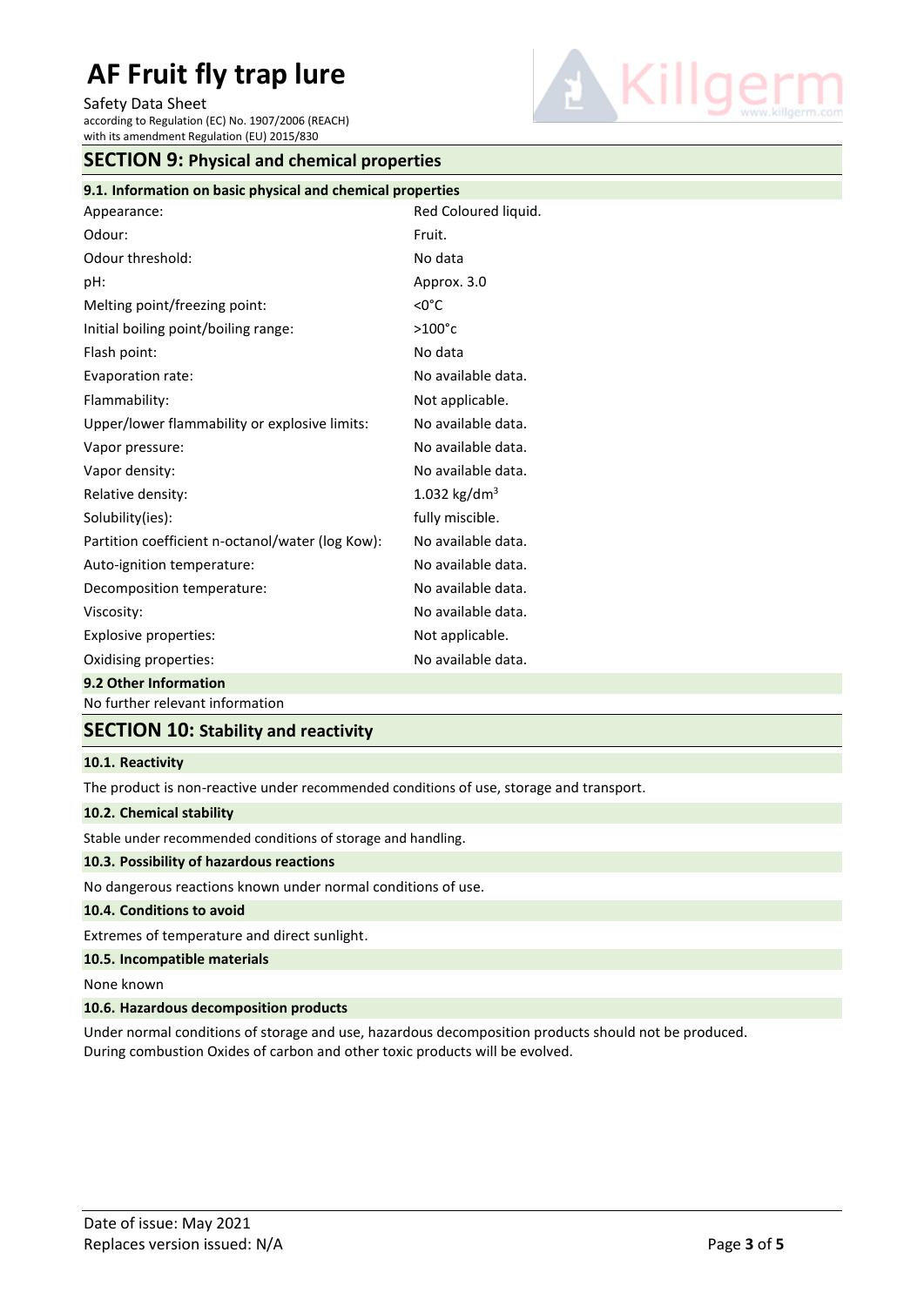## SECTION 9: Physical and chemical properties

### 9.1. Information on basic physical and chemical properties

| | |
|---|---|
| Appearance: | Red Coloured liquid. |
| Odour: | Fruit. |
| Odour threshold: | No data |
| pH: | Approx. 3.0 |
| Melting point/freezing point: | <0°C |
| Initial boiling point/boiling range: | >100°c |
| Flash point: | No data |
| Evaporation rate: | No available data. |
| Flammability: | Not applicable. |
| Upper/lower flammability or explosive limits: | No available data. |
| Vapor pressure: | No available data. |
| Vapor density: | No available data. |
| Relative density: | 1.032 $kg/dm^3$ |
| Solubility(ies): | fully miscible. |
| Partition coefficient n-octanol/water (log Kow): | No available data. |
| Auto-ignition temperature: | No available data. |
| Decomposition temperature: | No available data. |
| Viscosity: | No available data. |
| Explosive properties: | Not applicable. |
| Oxidising properties: | No available data. |

### 9.2 Other Information

No further relevant information

## SECTION 10: Stability and reactivity

### 10.1. Reactivity

The product is non-reactive under recommended conditions of use, storage and transport.

### 10.2. Chemical stability

Stable under recommended conditions of storage and handling.

### 10.3. Possibility of hazardous reactions

No dangerous reactions known under normal conditions of use.

### 10.4. Conditions to avoid

Extremes of temperature and direct sunlight.

### 10.5. Incompatible materials

None known

### 10.6. Hazardous decomposition products

Under normal conditions of storage and use, hazardous decomposition products should not be produced.
During combustion Oxides of carbon and other toxic products will be evolved.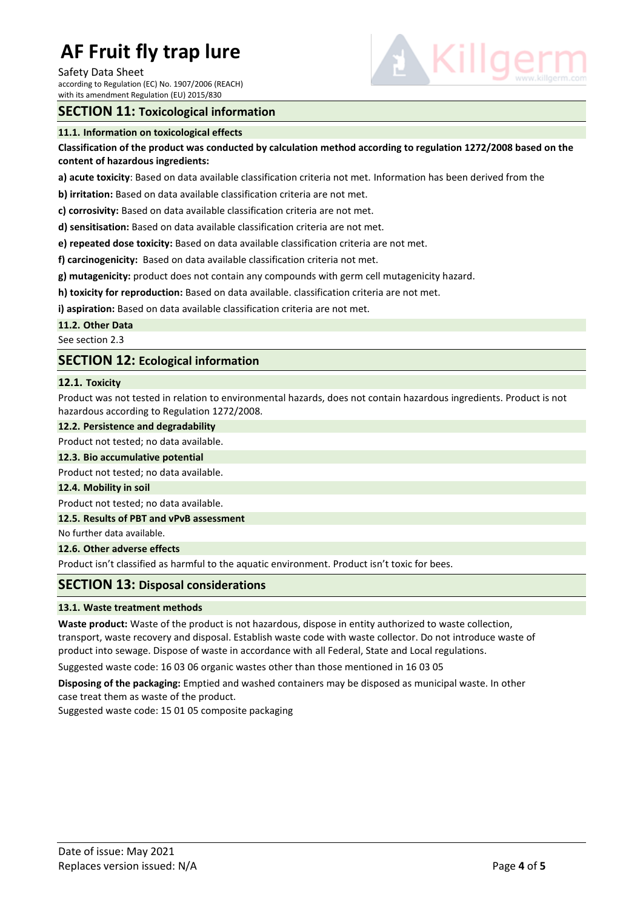## SECTION 11: Toxicological information

### 11.1. Information on toxicological effects

**Classification of the product was conducted by calculation method according to regulation 1272/2008 based on the content of hazardous ingredients:**

**a) acute toxicity**: Based on data available classification criteria not met. Information has been derived from the

**b) irritation:** Based on data available classification criteria are not met.

**c) corrosivity:** Based on data available classification criteria are not met.

**d) sensitisation:** Based on data available classification criteria are not met.

**e) repeated dose toxicity:** Based on data available classification criteria are not met.

**f) carcinogenicity:** Based on data available classification criteria not met.

**g) mutagenicity:** product does not contain any compounds with germ cell mutagenicity hazard.

**h) toxicity for reproduction:** Based on data available. classification criteria are not met.

**i) aspiration:** Based on data available classification criteria are not met.

### 11.2. Other Data

See section 2.3

## SECTION 12: Ecological information

### 12.1. Toxicity

Product was not tested in relation to environmental hazards, does not contain hazardous ingredients. Product is not hazardous according to Regulation 1272/2008.

### 12.2. Persistence and degradability

Product not tested; no data available.

### 12.3. Bio accumulative potential

Product not tested; no data available.

### 12.4. Mobility in soil

Product not tested; no data available.

### 12.5. Results of PBT and vPvB assessment

No further data available.

### 12.6. Other adverse effects

Product isn't classified as harmful to the aquatic environment. Product isn't toxic for bees.

## SECTION 13: Disposal considerations

### 13.1. Waste treatment methods

**Waste product:** Waste of the product is not hazardous, dispose in entity authorized to waste collection, transport, waste recovery and disposal. Establish waste code with waste collector. Do not introduce waste of product into sewage. Dispose of waste in accordance with all Federal, State and Local regulations.

Suggested waste code: 16 03 06 organic wastes other than those mentioned in 16 03 05

**Disposing of the packaging:** Emptied and washed containers may be disposed as municipal waste. In other case treat them as waste of the product.

Suggested waste code: 15 01 05 composite packaging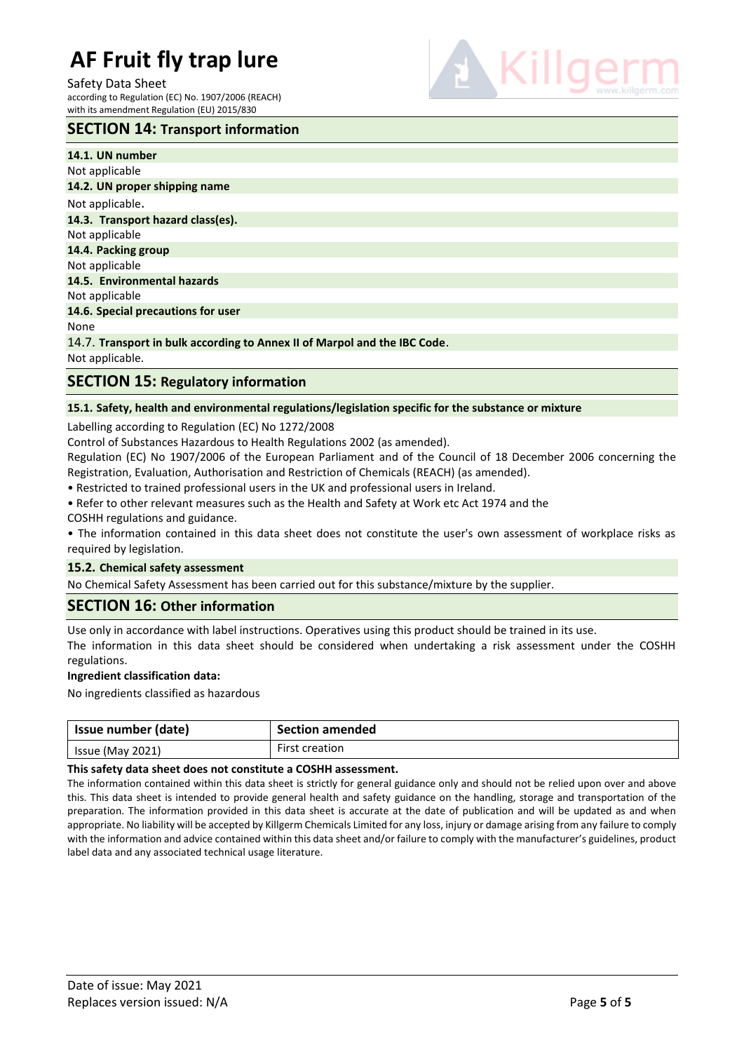## SECTION 14: Transport information

**14.1. UN number**

Not applicable

**14.2. UN proper shipping name**

Not applicable.

**14.3. Transport hazard class(es).**

Not applicable

**14.4. Packing group**

Not applicable

**14.5. Environmental hazards**

Not applicable

**14.6. Special precautions for user**

None

14.7. **Transport in bulk according to Annex II of Marpol and the IBC Code**.

Not applicable.

## SECTION 15: Regulatory information

**15.1. Safety, health and environmental regulations/legislation specific for the substance or mixture**

Labelling according to Regulation (EC) No 1272/2008

Control of Substances Hazardous to Health Regulations 2002 (as amended).

Regulation (EC) No 1907/2006 of the European Parliament and of the Council of 18 December 2006 concerning the Registration, Evaluation, Authorisation and Restriction of Chemicals (REACH) (as amended).

- Restricted to trained professional users in the UK and professional users in Ireland.
- Refer to other relevant measures such as the Health and Safety at Work etc Act 1974 and the COSHH regulations and guidance.
- The information contained in this data sheet does not constitute the user's own assessment of workplace risks as required by legislation.

**15.2. Chemical safety assessment**

No Chemical Safety Assessment has been carried out for this substance/mixture by the supplier.

## SECTION 16: Other information

Use only in accordance with label instructions. Operatives using this product should be trained in its use.

The information in this data sheet should be considered when undertaking a risk assessment under the COSHH regulations.

**Ingredient classification data:**

No ingredients classified as hazardous

| Issue number (date) | Section amended |
|---|---|
| Issue (May 2021) | First creation |

**This safety data sheet does not constitute a COSHH assessment.**

The information contained within this data sheet is strictly for general guidance only and should not be relied upon over and above this. This data sheet is intended to provide general health and safety guidance on the handling, storage and transportation of the preparation. The information provided in this data sheet is accurate at the date of publication and will be updated as and when appropriate. No liability will be accepted by Killgerm Chemicals Limited for any loss, injury or damage arising from any failure to comply with the information and advice contained within this data sheet and/or failure to comply with the manufacturer's guidelines, product label data and any associated technical usage literature.